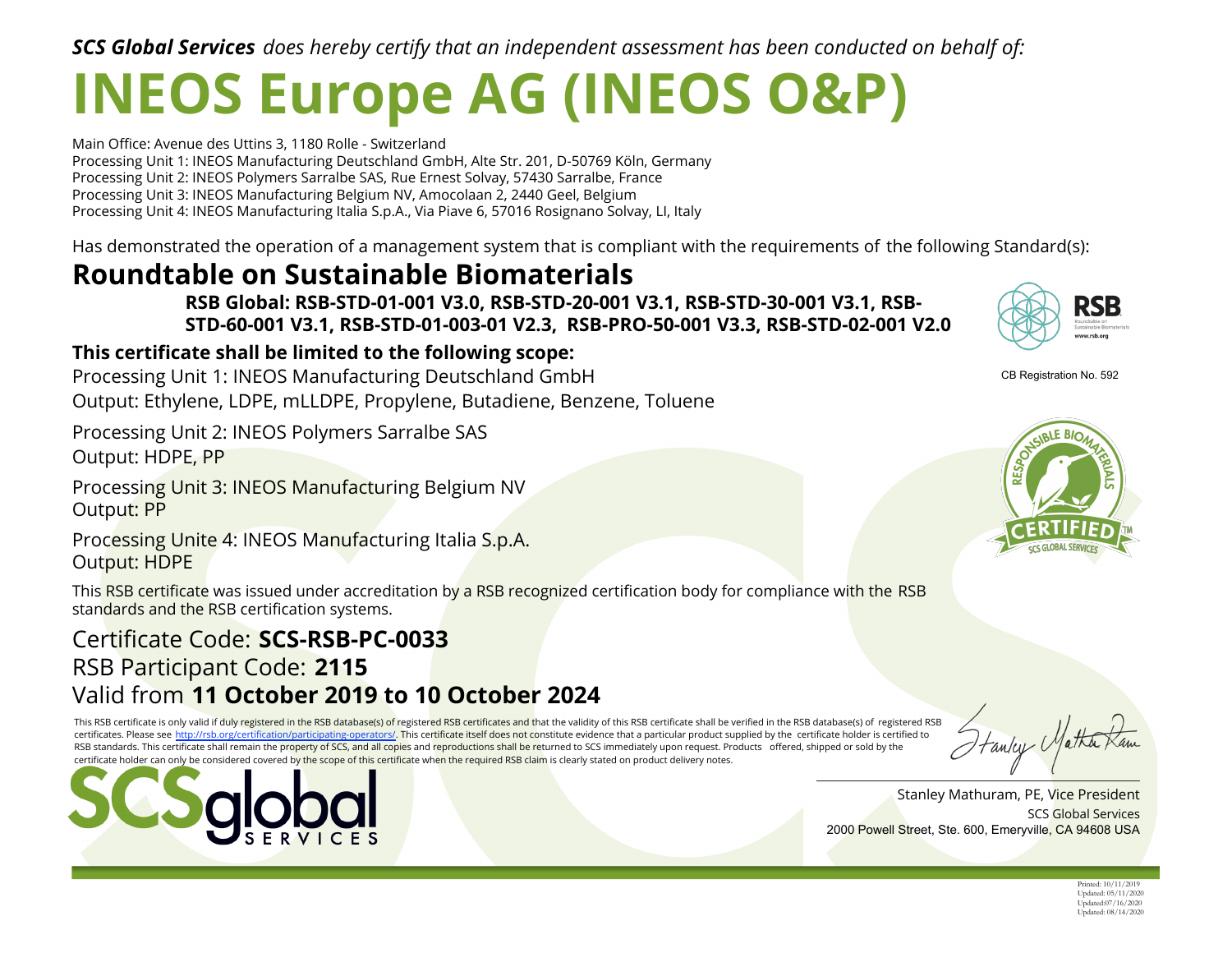***SCS Global Services*** *does hereby certify that an independent assessment has been conducted on behalf of:*

# INEOS Europe AG (INEOS O&P)

Main Office: Avenue des Uttins 3, 1180 Rolle - Switzerland
Processing Unit 1: INEOS Manufacturing Deutschland GmbH, Alte Str. 201, D-50769 Köln, Germany
Processing Unit 2: INEOS Polymers Sarralbe SAS, Rue Ernest Solvay, 57430 Sarralbe, France
Processing Unit 3: INEOS Manufacturing Belgium NV, Amocolaan 2, 2440 Geel, Belgium
Processing Unit 4: INEOS Manufacturing Italia S.p.A., Via Piave 6, 57016 Rosignano Solvay, LI, Italy

Has demonstrated the operation of a management system that is compliant with the requirements of the following Standard(s):

## Roundtable on Sustainable Biomaterials

**RSB Global: RSB-STD-01-001 V3.0, RSB-STD-20-001 V3.1, RSB-STD-30-001 V3.1, RSB-STD-60-001 V3.1, RSB-STD-01-003-01 V2.3, RSB-PRO-50-001 V3.3, RSB-STD-02-001 V2.0**

CB Registration No. 592

**This certificate shall be limited to the following scope:**

Processing Unit 1: INEOS Manufacturing Deutschland GmbH
Output: Ethylene, LDPE, mLLDPE, Propylene, Butadiene, Benzene, Toluene

Processing Unit 2: INEOS Polymers Sarralbe SAS
Output: HDPE, PP

Processing Unit 3: INEOS Manufacturing Belgium NV
Output: PP

Processing Unite 4: INEOS Manufacturing Italia S.p.A.
Output: HDPE

This RSB certificate was issued under accreditation by a RSB recognized certification body for compliance with the RSB standards and the RSB certification systems.

Certificate Code: **SCS-RSB-PC-0033**
RSB Participant Code: **2115**
Valid from **11 October 2019 to 10 October 2024**

This RSB certificate is only valid if duly registered in the RSB database(s) of registered RSB certificates and that the validity of this RSB certificate shall be verified in the RSB database(s) of registered RSB certificates. Please see http://rsb.org/certification/participating-operators/. This certificate itself does not constitute evidence that a particular product supplied by the certificate holder is certified to RSB standards. This certificate shall remain the property of SCS, and all copies and reproductions shall be returned to SCS immediately upon request. Products offered, shipped or sold by the certificate holder can only be considered covered by the scope of this certificate when the required RSB claim is clearly stated on product delivery notes.

Stanley Mathuram, PE, Vice President
SCS Global Services
2000 Powell Street, Ste. 600, Emeryville, CA 94608 USA

Printed: 10/11/2019
Updated: 05/11/2020
Updated:07/16/2020
Updated: 08/14/2020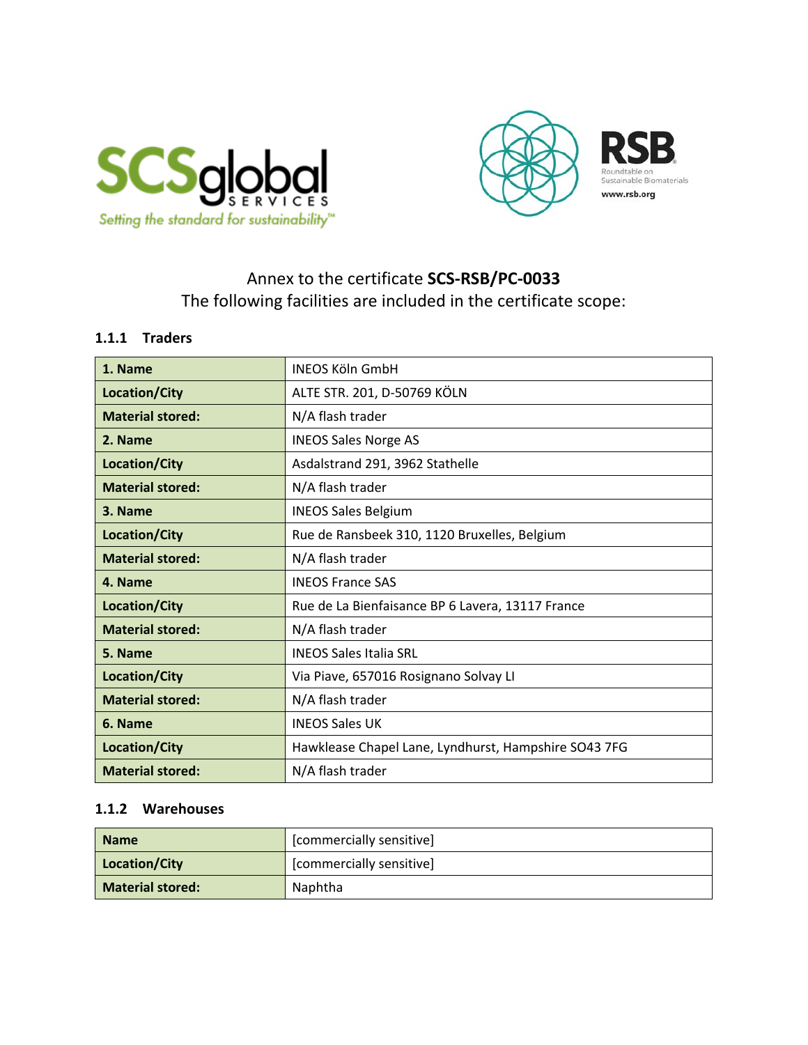Annex to the certificate **SCS-RSB/PC-0033**
The following facilities are included in the certificate scope:

### 1.1.1 Traders

| | |
|---|---|
| **1. Name** | INEOS Köln GmbH |
| **Location/City** | ALTE STR. 201, D-50769 KÖLN |
| **Material stored:** | N/A flash trader |
| **2. Name** | INEOS Sales Norge AS |
| **Location/City** | Asdalstrand 291, 3962 Stathelle |
| **Material stored:** | N/A flash trader |
| **3. Name** | INEOS Sales Belgium |
| **Location/City** | Rue de Ransbeek 310, 1120 Bruxelles, Belgium |
| **Material stored:** | N/A flash trader |
| **4. Name** | INEOS France SAS |
| **Location/City** | Rue de La Bienfaisance BP 6 Lavera, 13117 France |
| **Material stored:** | N/A flash trader |
| **5. Name** | INEOS Sales Italia SRL |
| **Location/City** | Via Piave, 657016 Rosignano Solvay LI |
| **Material stored:** | N/A flash trader |
| **6. Name** | INEOS Sales UK |
| **Location/City** | Hawklease Chapel Lane, Lyndhurst, Hampshire SO43 7FG |
| **Material stored:** | N/A flash trader |

### 1.1.2 Warehouses

| | |
|---|---|
| **Name** | [commercially sensitive] |
| **Location/City** | [commercially sensitive] |
| **Material stored:** | Naphtha |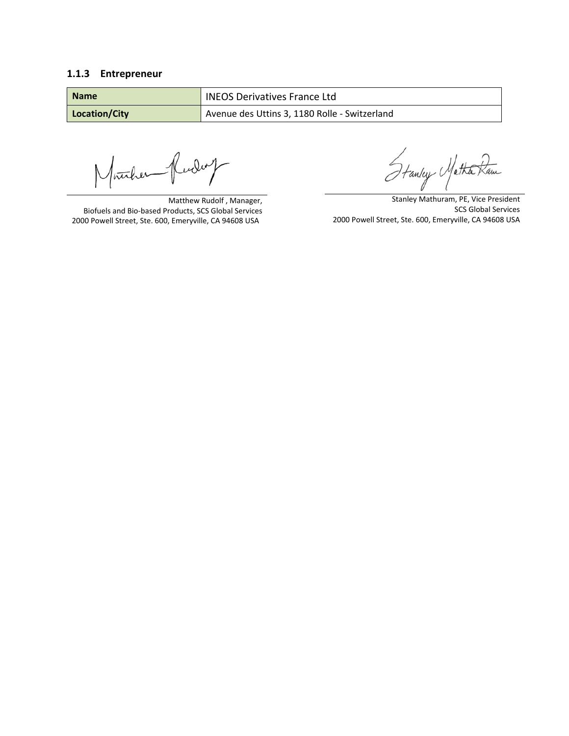### 1.1.3 Entrepreneur

| | |
|---|---|
| **Name** | INEOS Derivatives France Ltd |
| **Location/City** | Avenue des Uttins 3, 1180 Rolle - Switzerland |

Matthew Rudolf , Manager,
Biofuels and Bio-based Products, SCS Global Services
2000 Powell Street, Ste. 600, Emeryville, CA 94608 USA

Stanley Mathuram, PE, Vice President
SCS Global Services
2000 Powell Street, Ste. 600, Emeryville, CA 94608 USA